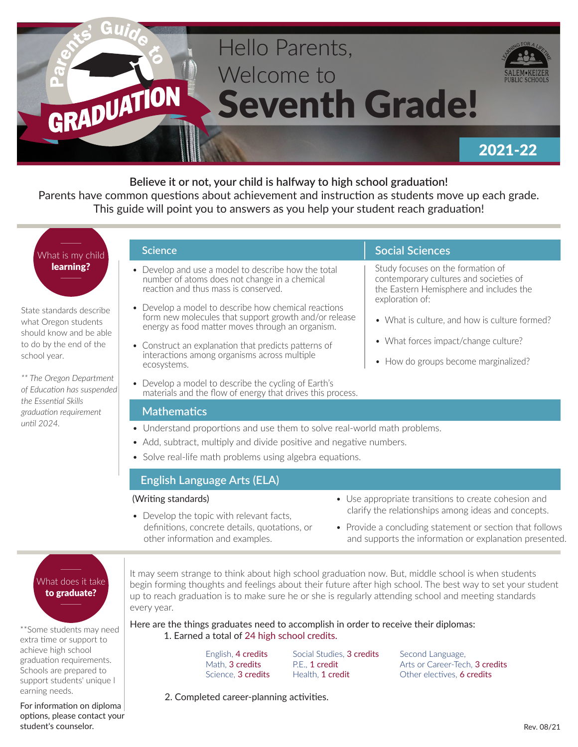# Parents' Guide to GRADUATION

# Hello Parents, Welcome to Seventh Grade!

SALEM•KEIZER PUBLIC SCHOOLS — Learning for a Lifetime

**2021-22**

**Believe it or not, your child is halfway to high school graduation!**
Parents have common questions about achievement and instruction as students move up each grade. This guide will point you to answers as you help your student reach graduation!

## What is my child **learning?**

State standards describe what Oregon students should know and be able to do by the end of the school year.

*** The Oregon Department of Education has suspended the Essential Skills graduation requirement until 2024.*

### Science

- Develop and use a model to describe how the total number of atoms does not change in a chemical reaction and thus mass is conserved.
- Develop a model to describe how chemical reactions form new molecules that support growth and/or release energy as food matter moves through an organism.
- Construct an explanation that predicts patterns of interactions among organisms across multiple ecosystems.
- Develop a model to describe the cycling of Earth's materials and the flow of energy that drives this process.

### Social Sciences

Study focuses on the formation of contemporary cultures and societies of the Eastern Hemisphere and includes the exploration of:

- What is culture, and how is culture formed?
- What forces impact/change culture?
- How do groups become marginalized?

### Mathematics

- Understand proportions and use them to solve real-world math problems.
- Add, subtract, multiply and divide positive and negative numbers.
- Solve real-life math problems using algebra equations.

### English Language Arts (ELA)

(Writing standards)

- Develop the topic with relevant facts, definitions, concrete details, quotations, or other information and examples.
- Use appropriate transitions to create cohesion and clarify the relationships among ideas and concepts.
- Provide a concluding statement or section that follows and supports the information or explanation presented.

## What does it take **to graduate?**

**Some students may need extra time or support to achieve high school graduation requirements. Schools are prepared to support students' unique l earning needs.

For information on diploma options, please contact your student's counselor.

It may seem strange to think about high school graduation now. But, middle school is when students begin forming thoughts and feelings about their future after high school. The best way to set your student up to reach graduation is to make sure he or she is regularly attending school and meeting standards every year.

Here are the things graduates need to accomplish in order to receive their diplomas:

1. Earned a total of 24 high school credits.

| | | |
|---|---|---|
| English, 4 credits | Social Studies, 3 credits | Second Language, Arts or Career-Tech, 3 credits |
| Math, 3 credits | P.E., 1 credit | Other electives, 6 credits |
| Science, 3 credits | Health, 1 credit | |

2. Completed career-planning activities.

Rev. 08/21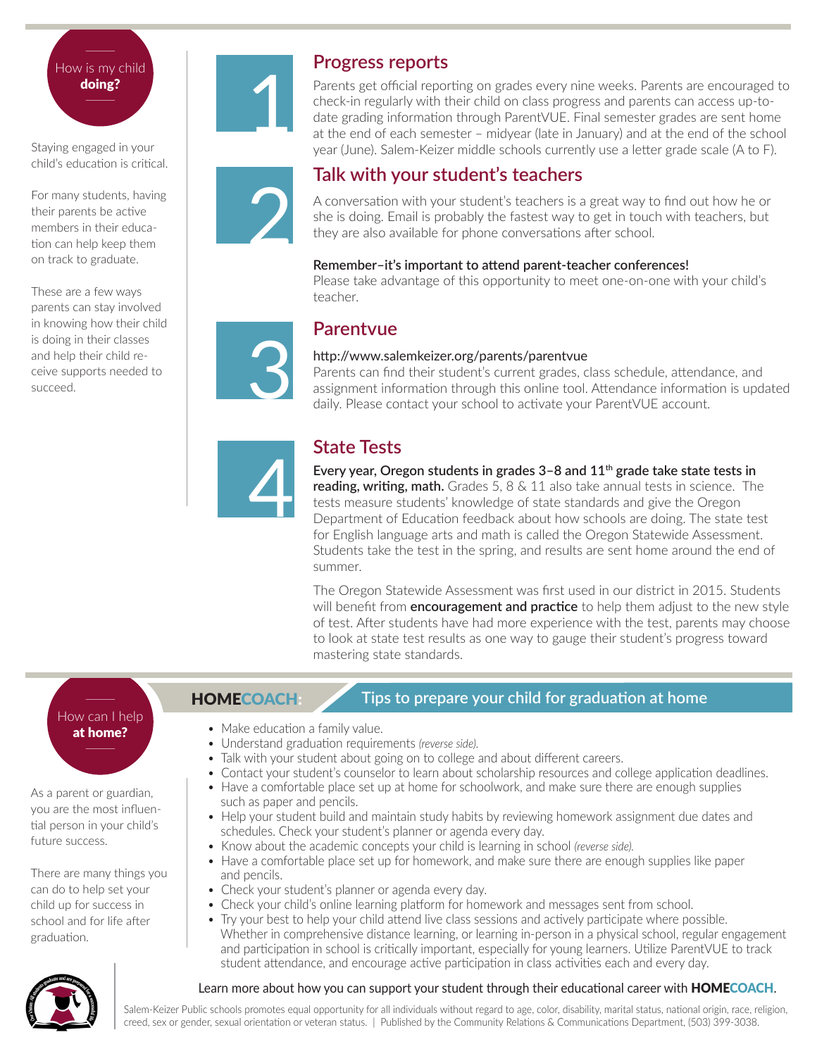How is my child **doing?**

Staying engaged in your child's education is critical.

For many students, having their parents be active members in their education can help keep them on track to graduate.

These are a few ways parents can stay involved in knowing how their child is doing in their classes and help their child receive supports needed to succeed.

## 1 Progress reports

Parents get official reporting on grades every nine weeks. Parents are encouraged to check-in regularly with their child on class progress and parents can access up-to-date grading information through ParentVUE. Final semester grades are sent home at the end of each semester – midyear (late in January) and at the end of the school year (June). Salem-Keizer middle schools currently use a letter grade scale (A to F).

## 2 Talk with your student's teachers

A conversation with your student's teachers is a great way to find out how he or she is doing. Email is probably the fastest way to get in touch with teachers, but they are also available for phone conversations after school.

**Remember–it's important to attend parent-teacher conferences!**
Please take advantage of this opportunity to meet one-on-one with your child's teacher.

## 3 Parentvue

http://www.salemkeizer.org/parents/parentvue
Parents can find their student's current grades, class schedule, attendance, and assignment information through this online tool. Attendance information is updated daily. Please contact your school to activate your ParentVUE account.

## 4 State Tests

**Every year, Oregon students in grades 3–8 and 11th grade take state tests in reading, writing, math.** Grades 5, 8 & 11 also take annual tests in science. The tests measure students' knowledge of state standards and give the Oregon Department of Education feedback about how schools are doing. The state test for English language arts and math is called the Oregon Statewide Assessment. Students take the test in the spring, and results are sent home around the end of summer.

The Oregon Statewide Assessment was first used in our district in 2015. Students will benefit from **encouragement and practice** to help them adjust to the new style of test. After students have had more experience with the test, parents may choose to look at state test results as one way to gauge their student's progress toward mastering state standards.

How can I help **at home?**

As a parent or guardian, you are the most influential person in your child's future success.

There are many things you can do to help set your child up for success in school and for life after graduation.

## HOMECOACH: Tips to prepare your child for graduation at home

- Make education a family value.
- Understand graduation requirements *(reverse side).*
- Talk with your student about going on to college and about different careers.
- Contact your student's counselor to learn about scholarship resources and college application deadlines.
- Have a comfortable place set up at home for schoolwork, and make sure there are enough supplies such as paper and pencils.
- Help your student build and maintain study habits by reviewing homework assignment due dates and schedules. Check your student's planner or agenda every day.
- Know about the academic concepts your child is learning in school *(reverse side).*
- Have a comfortable place set up for homework, and make sure there are enough supplies like paper and pencils.
- Check your student's planner or agenda every day.
- Check your child's online learning platform for homework and messages sent from school.
- Try your best to help your child attend live class sessions and actively participate where possible. Whether in comprehensive distance learning, or learning in-person in a physical school, regular engagement and participation in school is critically important, especially for young learners. Utilize ParentVUE to track student attendance, and encourage active participation in class activities each and every day.

Learn more about how you can support your student through their educational career with **HOMECOACH**.

Salem-Keizer Public schools promotes equal opportunity for all individuals without regard to age, color, disability, marital status, national origin, race, religion, creed, sex or gender, sexual orientation or veteran status. | Published by the Community Relations & Communications Department, (503) 399-3038.